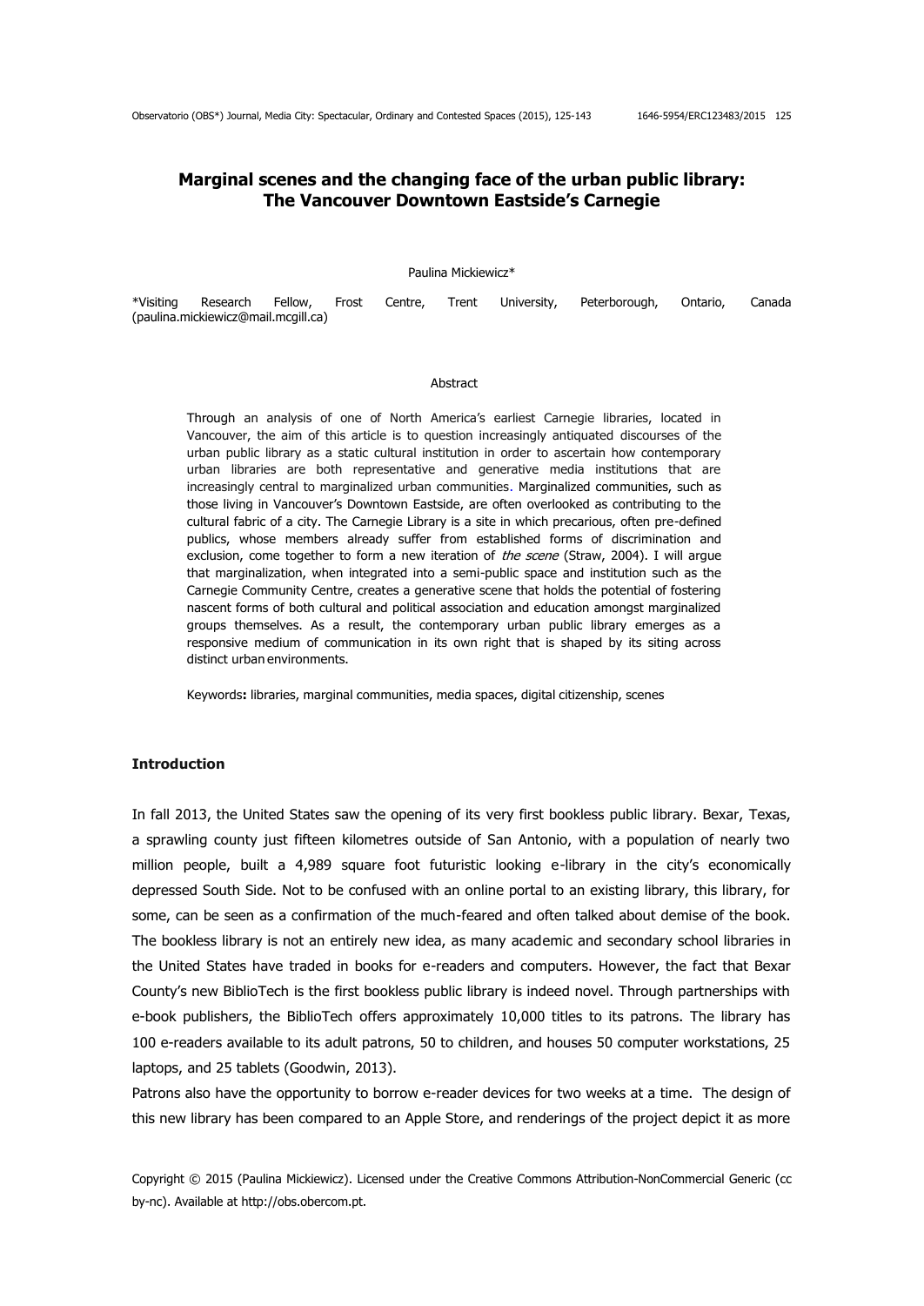# Marginal scenes and the changing face of the urban public library: The Vancouver Downtown Eastside's Carnegie

Paulina Mickiewicz*

*Visiting Research Fellow, Frost Centre, Trent University, Peterborough, Ontario, Canada (paulina.mickiewicz@mail.mcgill.ca)

## Abstract

Through an analysis of one of North America's earliest Carnegie libraries, located in Vancouver, the aim of this article is to question increasingly antiquated discourses of the urban public library as a static cultural institution in order to ascertain how contemporary urban libraries are both representative and generative media institutions that are increasingly central to marginalized urban communities. Marginalized communities, such as those living in Vancouver's Downtown Eastside, are often overlooked as contributing to the cultural fabric of a city. The Carnegie Library is a site in which precarious, often pre-defined publics, whose members already suffer from established forms of discrimination and exclusion, come together to form a new iteration of *the scene* (Straw, 2004). I will argue that marginalization, when integrated into a semi-public space and institution such as the Carnegie Community Centre, creates a generative scene that holds the potential of fostering nascent forms of both cultural and political association and education amongst marginalized groups themselves. As a result, the contemporary urban public library emerges as a responsive medium of communication in its own right that is shaped by its siting across distinct urban environments.

**Keywords:** libraries, marginal communities, media spaces, digital citizenship, scenes

## Introduction

In fall 2013, the United States saw the opening of its very first bookless public library. Bexar, Texas, a sprawling county just fifteen kilometres outside of San Antonio, with a population of nearly two million people, built a 4,989 square foot futuristic looking e-library in the city's economically depressed South Side. Not to be confused with an online portal to an existing library, this library, for some, can be seen as a confirmation of the much-feared and often talked about demise of the book. The bookless library is not an entirely new idea, as many academic and secondary school libraries in the United States have traded in books for e-readers and computers. However, the fact that Bexar County's new BiblioTech is the first bookless public library is indeed novel. Through partnerships with e-book publishers, the BiblioTech offers approximately 10,000 titles to its patrons. The library has 100 e-readers available to its adult patrons, 50 to children, and houses 50 computer workstations, 25 laptops, and 25 tablets (Goodwin, 2013).

Patrons also have the opportunity to borrow e-reader devices for two weeks at a time. The design of this new library has been compared to an Apple Store, and renderings of the project depict it as more

Copyright © 2015 (Paulina Mickiewicz). Licensed under the Creative Commons Attribution-NonCommercial Generic (cc by-nc). Available at http://obs.obercom.pt.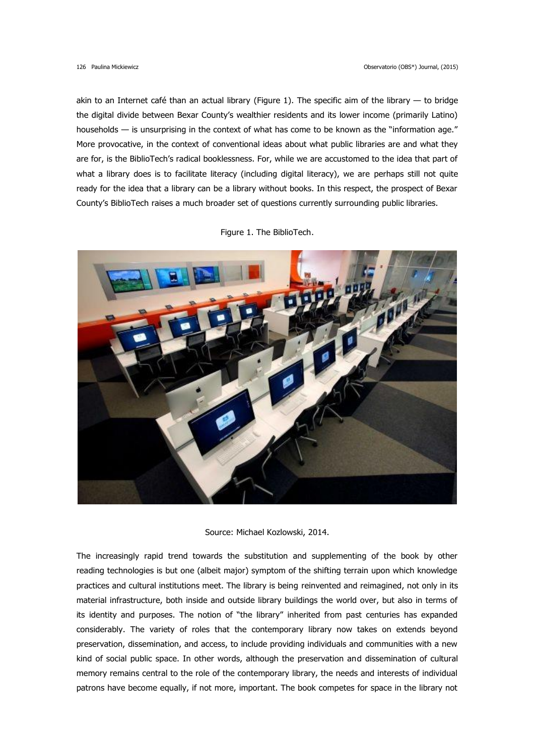akin to an Internet café than an actual library (Figure 1). The specific aim of the library — to bridge the digital divide between Bexar County's wealthier residents and its lower income (primarily Latino) households — is unsurprising in the context of what has come to be known as the "information age." More provocative, in the context of conventional ideas about what public libraries are and what they are for, is the BiblioTech's radical booklessness. For, while we are accustomed to the idea that part of what a library does is to facilitate literacy (including digital literacy), we are perhaps still not quite ready for the idea that a library can be a library without books. In this respect, the prospect of Bexar County's BiblioTech raises a much broader set of questions currently surrounding public libraries.

Figure 1. The BiblioTech.

Source: Michael Kozlowski, 2014.

The increasingly rapid trend towards the substitution and supplementing of the book by other reading technologies is but one (albeit major) symptom of the shifting terrain upon which knowledge practices and cultural institutions meet. The library is being reinvented and reimagined, not only in its material infrastructure, both inside and outside library buildings the world over, but also in terms of its identity and purposes. The notion of "the library" inherited from past centuries has expanded considerably. The variety of roles that the contemporary library now takes on extends beyond preservation, dissemination, and access, to include providing individuals and communities with a new kind of social public space. In other words, although the preservation and dissemination of cultural memory remains central to the role of the contemporary library, the needs and interests of individual patrons have become equally, if not more, important. The book competes for space in the library not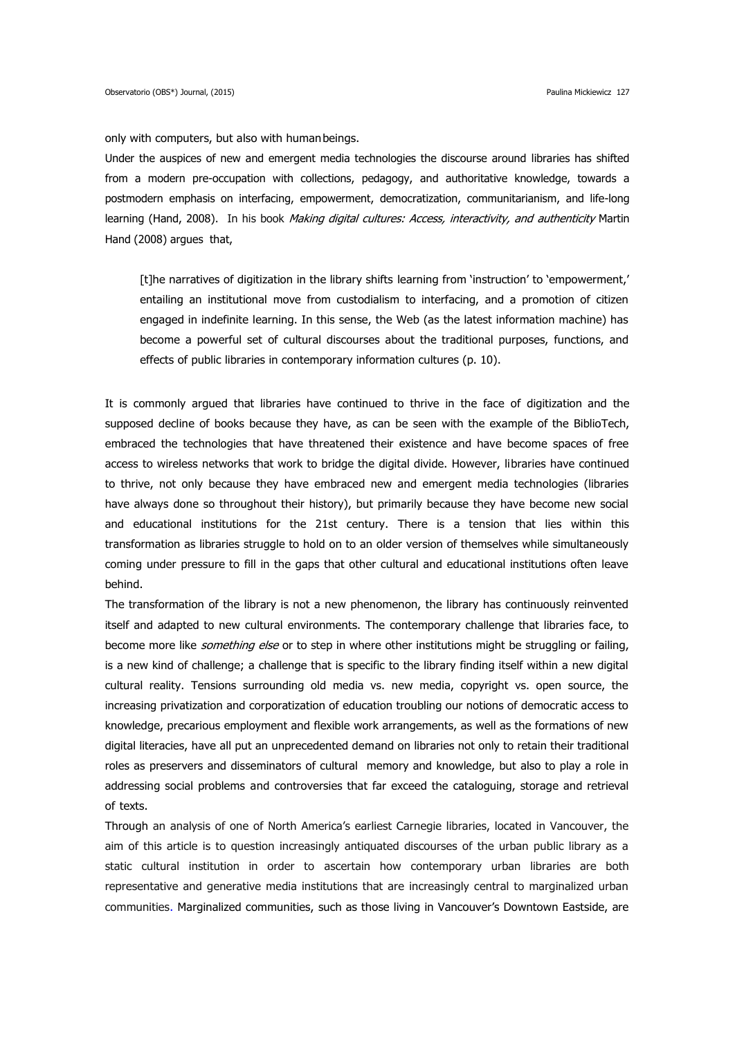only with computers, but also with human beings.

Under the auspices of new and emergent media technologies the discourse around libraries has shifted from a modern pre-occupation with collections, pedagogy, and authoritative knowledge, towards a postmodern emphasis on interfacing, empowerment, democratization, communitarianism, and life-long learning (Hand, 2008). In his book *Making digital cultures: Access, interactivity, and authenticity* Martin Hand (2008) argues that,

> [t]he narratives of digitization in the library shifts learning from 'instruction' to 'empowerment,' entailing an institutional move from custodialism to interfacing, and a promotion of citizen engaged in indefinite learning. In this sense, the Web (as the latest information machine) has become a powerful set of cultural discourses about the traditional purposes, functions, and effects of public libraries in contemporary information cultures (p. 10).

It is commonly argued that libraries have continued to thrive in the face of digitization and the supposed decline of books because they have, as can be seen with the example of the BiblioTech, embraced the technologies that have threatened their existence and have become spaces of free access to wireless networks that work to bridge the digital divide. However, libraries have continued to thrive, not only because they have embraced new and emergent media technologies (libraries have always done so throughout their history), but primarily because they have become new social and educational institutions for the 21st century. There is a tension that lies within this transformation as libraries struggle to hold on to an older version of themselves while simultaneously coming under pressure to fill in the gaps that other cultural and educational institutions often leave behind.

The transformation of the library is not a new phenomenon, the library has continuously reinvented itself and adapted to new cultural environments. The contemporary challenge that libraries face, to become more like *something else* or to step in where other institutions might be struggling or failing, is a new kind of challenge; a challenge that is specific to the library finding itself within a new digital cultural reality. Tensions surrounding old media vs. new media, copyright vs. open source, the increasing privatization and corporatization of education troubling our notions of democratic access to knowledge, precarious employment and flexible work arrangements, as well as the formations of new digital literacies, have all put an unprecedented demand on libraries not only to retain their traditional roles as preservers and disseminators of cultural memory and knowledge, but also to play a role in addressing social problems and controversies that far exceed the cataloguing, storage and retrieval of texts.

Through an analysis of one of North America's earliest Carnegie libraries, located in Vancouver, the aim of this article is to question increasingly antiquated discourses of the urban public library as a static cultural institution in order to ascertain how contemporary urban libraries are both representative and generative media institutions that are increasingly central to marginalized urban communities. Marginalized communities, such as those living in Vancouver's Downtown Eastside, are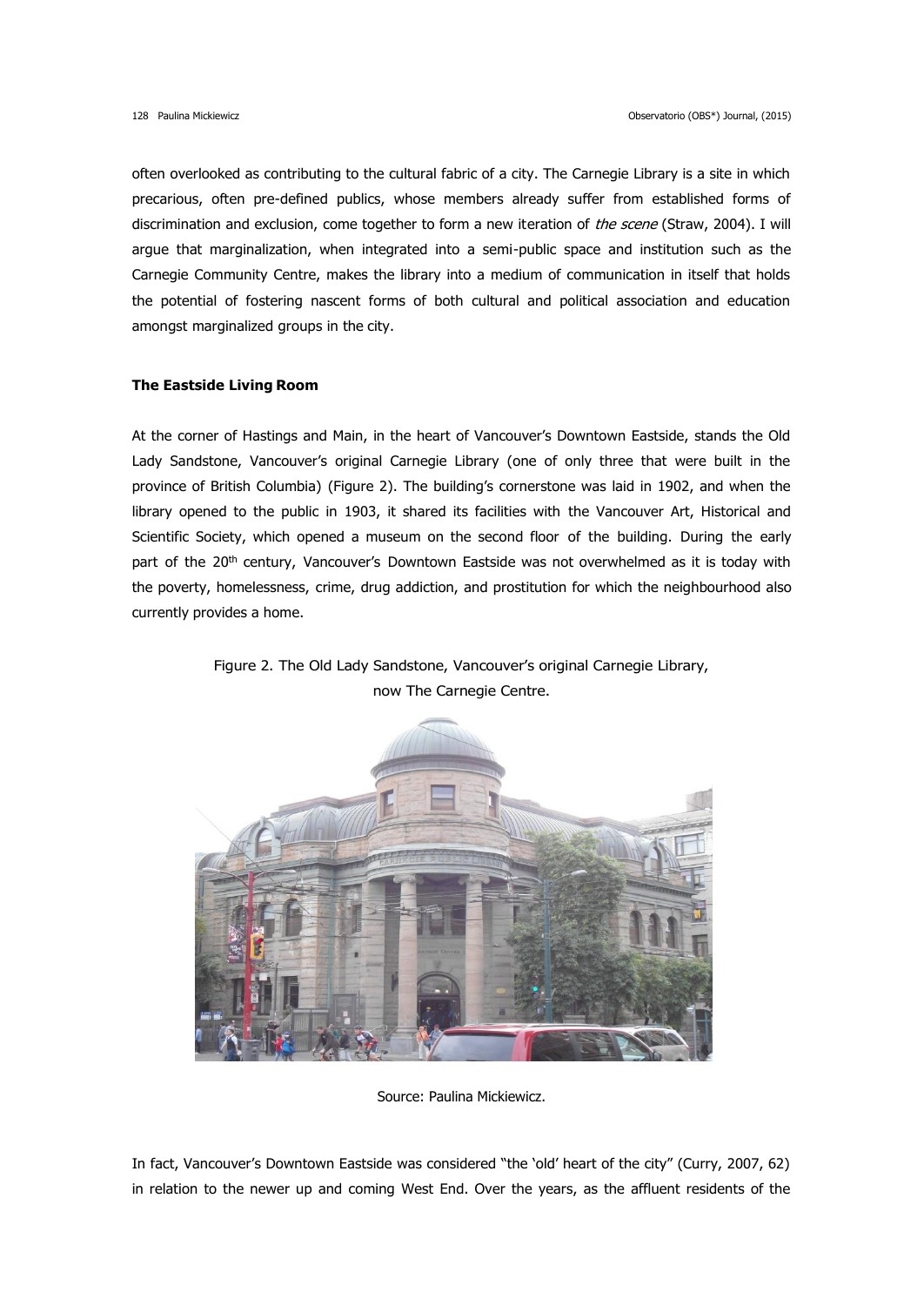often overlooked as contributing to the cultural fabric of a city. The Carnegie Library is a site in which precarious, often pre-defined publics, whose members already suffer from established forms of discrimination and exclusion, come together to form a new iteration of *the scene* (Straw, 2004). I will argue that marginalization, when integrated into a semi-public space and institution such as the Carnegie Community Centre, makes the library into a medium of communication in itself that holds the potential of fostering nascent forms of both cultural and political association and education amongst marginalized groups in the city.

## The Eastside Living Room

At the corner of Hastings and Main, in the heart of Vancouver's Downtown Eastside, stands the Old Lady Sandstone, Vancouver's original Carnegie Library (one of only three that were built in the province of British Columbia) (Figure 2). The building's cornerstone was laid in 1902, and when the library opened to the public in 1903, it shared its facilities with the Vancouver Art, Historical and Scientific Society, which opened a museum on the second floor of the building. During the early part of the 20th century, Vancouver's Downtown Eastside was not overwhelmed as it is today with the poverty, homelessness, crime, drug addiction, and prostitution for which the neighbourhood also currently provides a home.

Figure 2. The Old Lady Sandstone, Vancouver's original Carnegie Library, now The Carnegie Centre.

Source: Paulina Mickiewicz.

In fact, Vancouver's Downtown Eastside was considered "the 'old' heart of the city" (Curry, 2007, 62) in relation to the newer up and coming West End. Over the years, as the affluent residents of the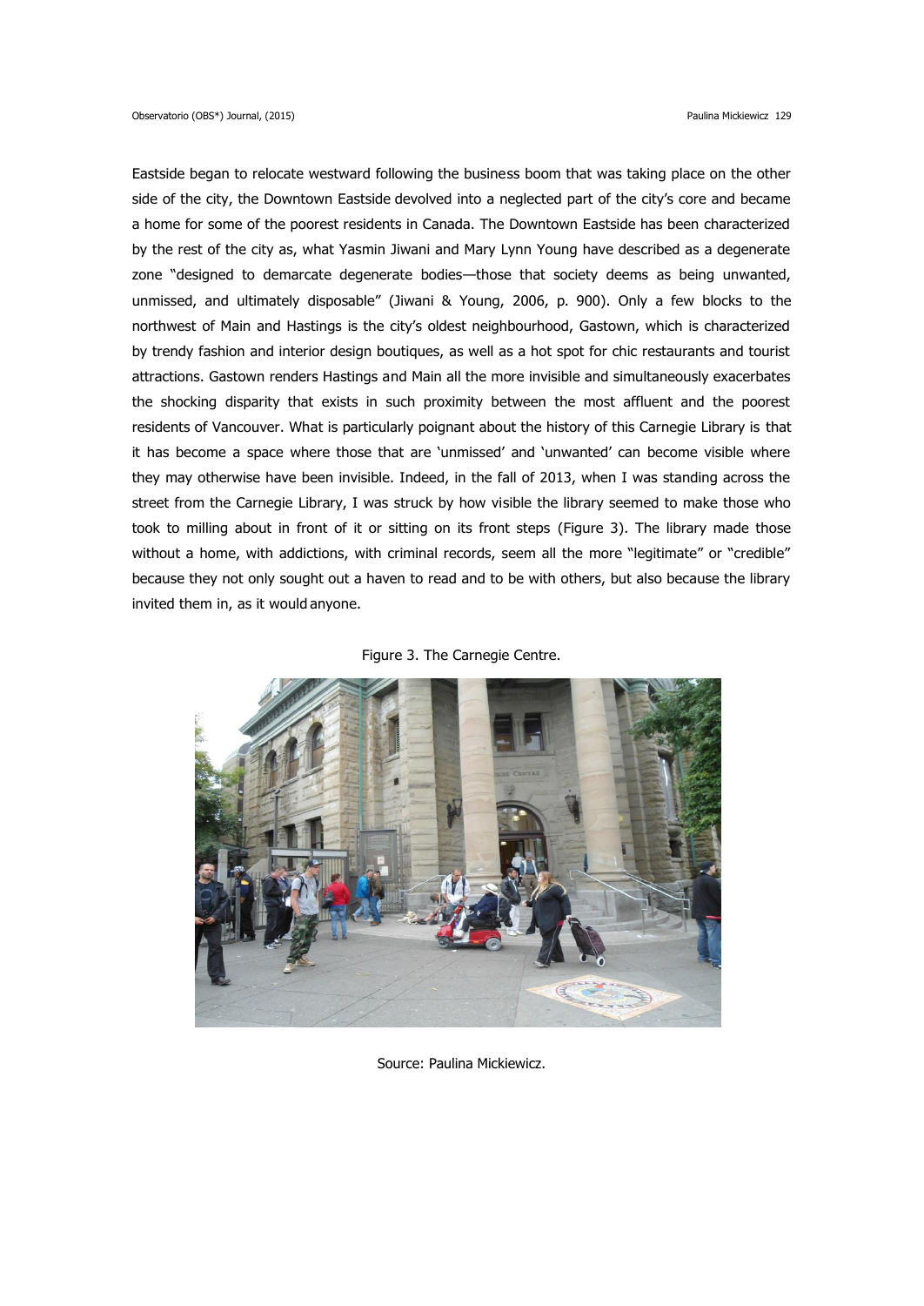Eastside began to relocate westward following the business boom that was taking place on the other side of the city, the Downtown Eastside devolved into a neglected part of the city's core and became a home for some of the poorest residents in Canada. The Downtown Eastside has been characterized by the rest of the city as, what Yasmin Jiwani and Mary Lynn Young have described as a degenerate zone "designed to demarcate degenerate bodies—those that society deems as being unwanted, unmissed, and ultimately disposable" (Jiwani & Young, 2006, p. 900). Only a few blocks to the northwest of Main and Hastings is the city's oldest neighbourhood, Gastown, which is characterized by trendy fashion and interior design boutiques, as well as a hot spot for chic restaurants and tourist attractions. Gastown renders Hastings and Main all the more invisible and simultaneously exacerbates the shocking disparity that exists in such proximity between the most affluent and the poorest residents of Vancouver. What is particularly poignant about the history of this Carnegie Library is that it has become a space where those that are 'unmissed' and 'unwanted' can become visible where they may otherwise have been invisible. Indeed, in the fall of 2013, when I was standing across the street from the Carnegie Library, I was struck by how visible the library seemed to make those who took to milling about in front of it or sitting on its front steps (Figure 3). The library made those without a home, with addictions, with criminal records, seem all the more "legitimate" or "credible" because they not only sought out a haven to read and to be with others, but also because the library invited them in, as it would anyone.

Figure 3. The Carnegie Centre.

Source: Paulina Mickiewicz.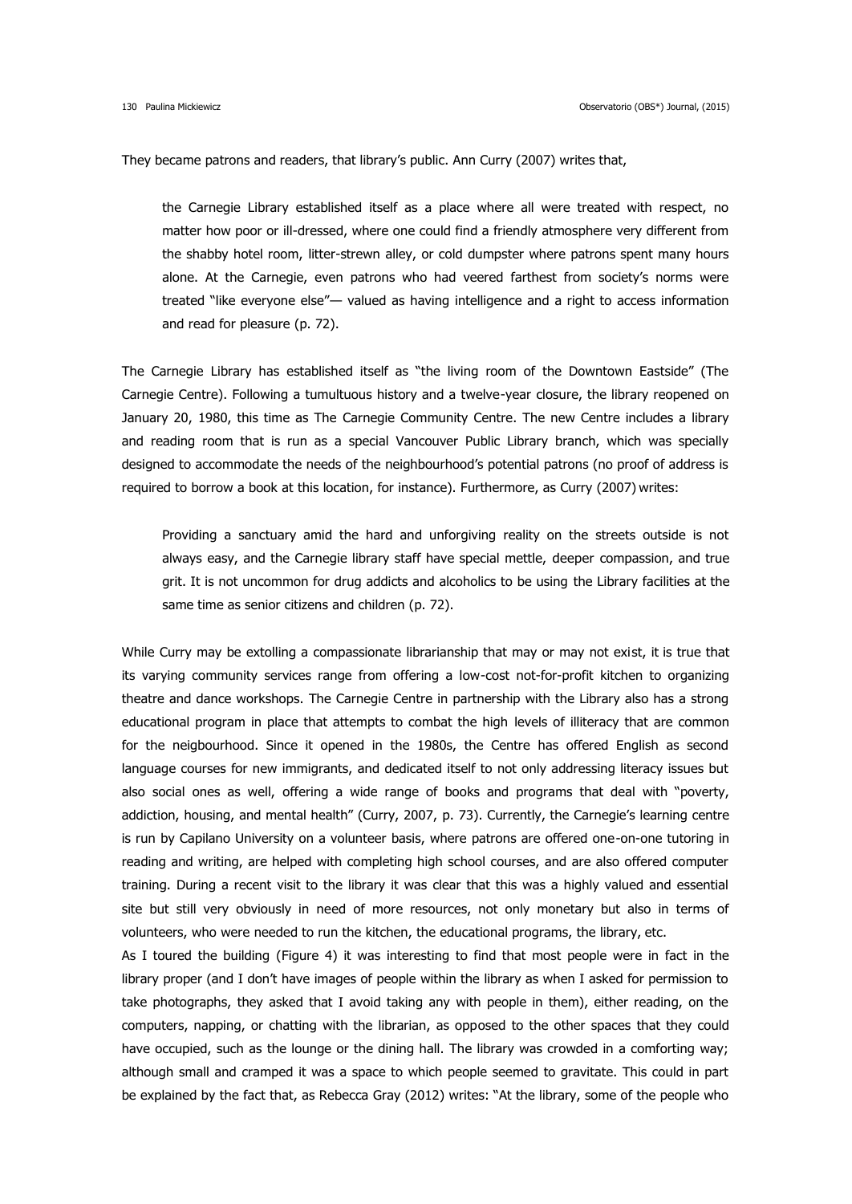They became patrons and readers, that library's public. Ann Curry (2007) writes that,

> the Carnegie Library established itself as a place where all were treated with respect, no matter how poor or ill-dressed, where one could find a friendly atmosphere very different from the shabby hotel room, litter-strewn alley, or cold dumpster where patrons spent many hours alone. At the Carnegie, even patrons who had veered farthest from society's norms were treated "like everyone else"— valued as having intelligence and a right to access information and read for pleasure (p. 72).

The Carnegie Library has established itself as "the living room of the Downtown Eastside" (The Carnegie Centre). Following a tumultuous history and a twelve-year closure, the library reopened on January 20, 1980, this time as The Carnegie Community Centre. The new Centre includes a library and reading room that is run as a special Vancouver Public Library branch, which was specially designed to accommodate the needs of the neighbourhood's potential patrons (no proof of address is required to borrow a book at this location, for instance). Furthermore, as Curry (2007) writes:

> Providing a sanctuary amid the hard and unforgiving reality on the streets outside is not always easy, and the Carnegie library staff have special mettle, deeper compassion, and true grit. It is not uncommon for drug addicts and alcoholics to be using the Library facilities at the same time as senior citizens and children (p. 72).

While Curry may be extolling a compassionate librarianship that may or may not exist, it is true that its varying community services range from offering a low-cost not-for-profit kitchen to organizing theatre and dance workshops. The Carnegie Centre in partnership with the Library also has a strong educational program in place that attempts to combat the high levels of illiteracy that are common for the neigbourhood. Since it opened in the 1980s, the Centre has offered English as second language courses for new immigrants, and dedicated itself to not only addressing literacy issues but also social ones as well, offering a wide range of books and programs that deal with "poverty, addiction, housing, and mental health" (Curry, 2007, p. 73). Currently, the Carnegie's learning centre is run by Capilano University on a volunteer basis, where patrons are offered one-on-one tutoring in reading and writing, are helped with completing high school courses, and are also offered computer training. During a recent visit to the library it was clear that this was a highly valued and essential site but still very obviously in need of more resources, not only monetary but also in terms of volunteers, who were needed to run the kitchen, the educational programs, the library, etc.

As I toured the building (Figure 4) it was interesting to find that most people were in fact in the library proper (and I don't have images of people within the library as when I asked for permission to take photographs, they asked that I avoid taking any with people in them), either reading, on the computers, napping, or chatting with the librarian, as opposed to the other spaces that they could have occupied, such as the lounge or the dining hall. The library was crowded in a comforting way; although small and cramped it was a space to which people seemed to gravitate. This could in part be explained by the fact that, as Rebecca Gray (2012) writes: "At the library, some of the people who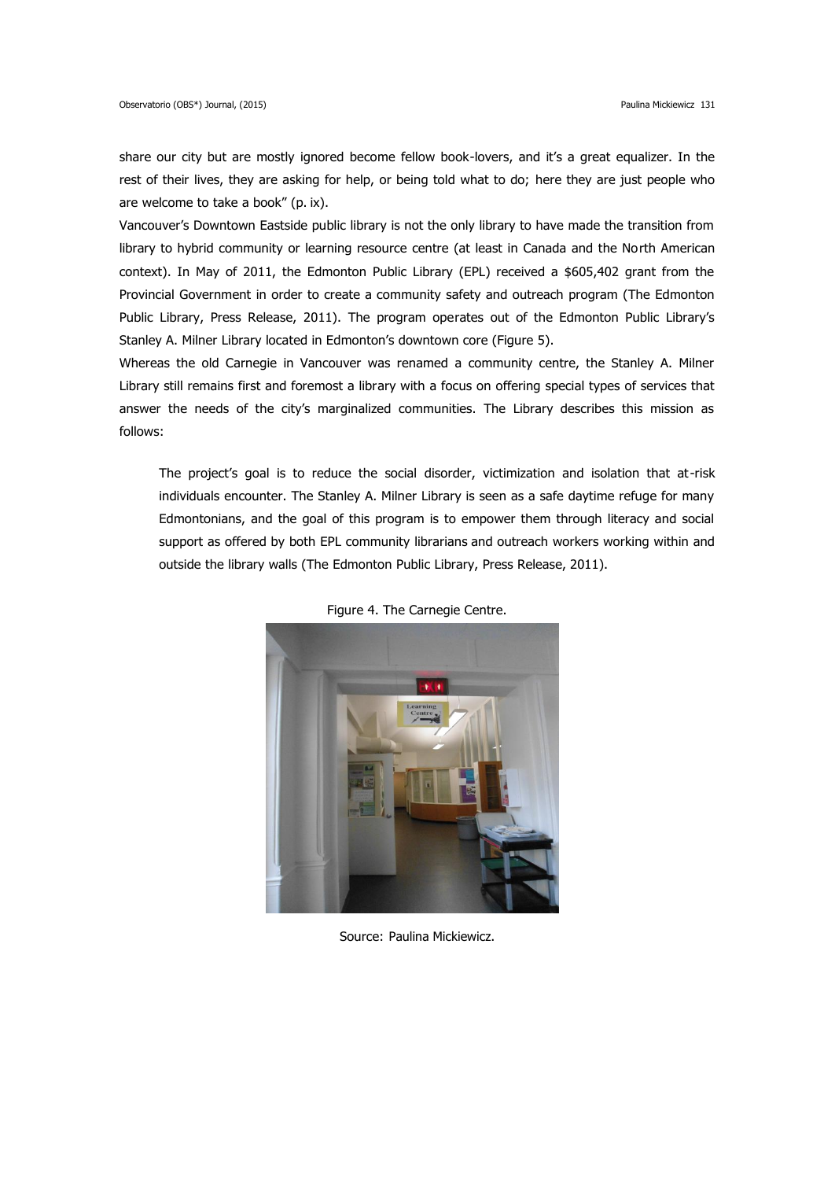share our city but are mostly ignored become fellow book-lovers, and it's a great equalizer. In the rest of their lives, they are asking for help, or being told what to do; here they are just people who are welcome to take a book" (p. ix).

Vancouver's Downtown Eastside public library is not the only library to have made the transition from library to hybrid community or learning resource centre (at least in Canada and the North American context). In May of 2011, the Edmonton Public Library (EPL) received a $605,402 grant from the Provincial Government in order to create a community safety and outreach program (The Edmonton Public Library, Press Release, 2011). The program operates out of the Edmonton Public Library's Stanley A. Milner Library located in Edmonton's downtown core (Figure 5).

Whereas the old Carnegie in Vancouver was renamed a community centre, the Stanley A. Milner Library still remains first and foremost a library with a focus on offering special types of services that answer the needs of the city's marginalized communities. The Library describes this mission as follows:

> The project's goal is to reduce the social disorder, victimization and isolation that at-risk individuals encounter. The Stanley A. Milner Library is seen as a safe daytime refuge for many Edmontonians, and the goal of this program is to empower them through literacy and social support as offered by both EPL community librarians and outreach workers working within and outside the library walls (The Edmonton Public Library, Press Release, 2011).

Figure 4. The Carnegie Centre.

Source: Paulina Mickiewicz.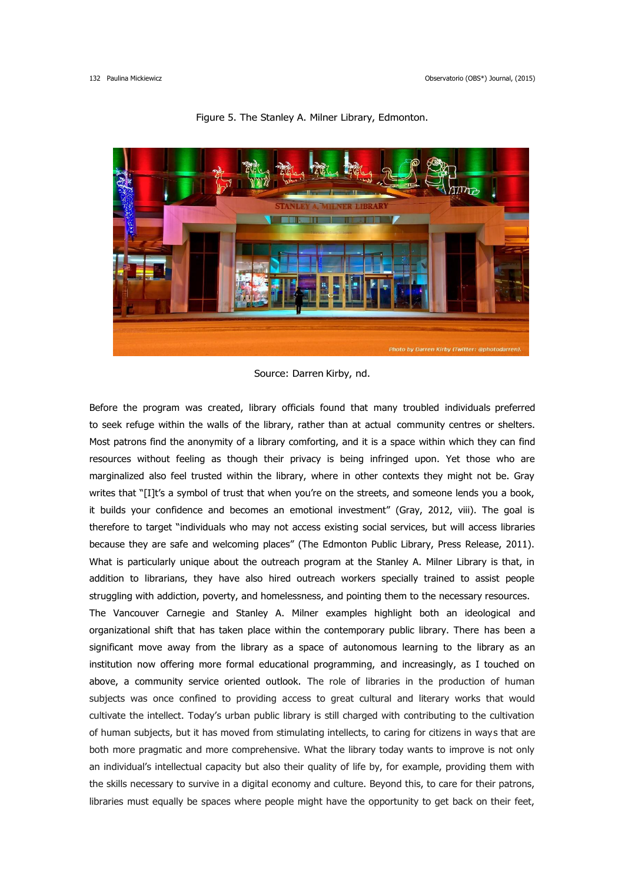Figure 5. The Stanley A. Milner Library, Edmonton.

Source: Darren Kirby, nd.

Before the program was created, library officials found that many troubled individuals preferred to seek refuge within the walls of the library, rather than at actual community centres or shelters. Most patrons find the anonymity of a library comforting, and it is a space within which they can find resources without feeling as though their privacy is being infringed upon. Yet those who are marginalized also feel trusted within the library, where in other contexts they might not be. Gray writes that "[I]t's a symbol of trust that when you're on the streets, and someone lends you a book, it builds your confidence and becomes an emotional investment" (Gray, 2012, viii). The goal is therefore to target "individuals who may not access existing social services, but will access libraries because they are safe and welcoming places" (The Edmonton Public Library, Press Release, 2011). What is particularly unique about the outreach program at the Stanley A. Milner Library is that, in addition to librarians, they have also hired outreach workers specially trained to assist people struggling with addiction, poverty, and homelessness, and pointing them to the necessary resources.

The Vancouver Carnegie and Stanley A. Milner examples highlight both an ideological and organizational shift that has taken place within the contemporary public library. There has been a significant move away from the library as a space of autonomous learning to the library as an institution now offering more formal educational programming, and increasingly, as I touched on above, a community service oriented outlook. The role of libraries in the production of human subjects was once confined to providing access to great cultural and literary works that would cultivate the intellect. Today's urban public library is still charged with contributing to the cultivation of human subjects, but it has moved from stimulating intellects, to caring for citizens in ways that are both more pragmatic and more comprehensive. What the library today wants to improve is not only an individual's intellectual capacity but also their quality of life by, for example, providing them with the skills necessary to survive in a digital economy and culture. Beyond this, to care for their patrons, libraries must equally be spaces where people might have the opportunity to get back on their feet,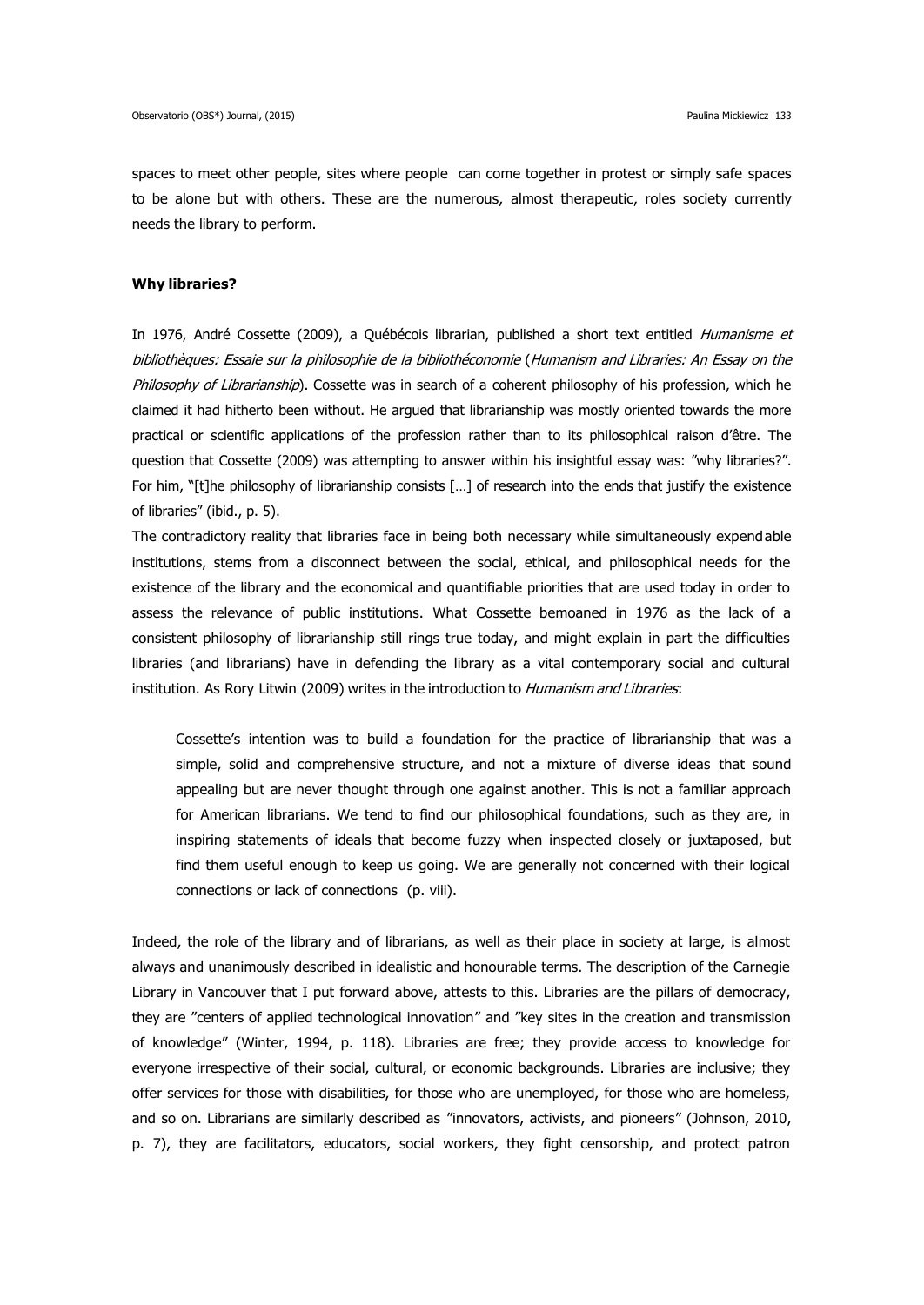spaces to meet other people, sites where people can come together in protest or simply safe spaces to be alone but with others. These are the numerous, almost therapeutic, roles society currently needs the library to perform.

**Why libraries?**

In 1976, André Cossette (2009), a Québécois librarian, published a short text entitled *Humanisme et bibliothèques: Essaie sur la philosophie de la bibliothéconomie* (*Humanism and Libraries: An Essay on the Philosophy of Librarianship*). Cossette was in search of a coherent philosophy of his profession, which he claimed it had hitherto been without. He argued that librarianship was mostly oriented towards the more practical or scientific applications of the profession rather than to its philosophical raison d'être. The question that Cossette (2009) was attempting to answer within his insightful essay was: "why libraries?". For him, "[t]he philosophy of librarianship consists […] of research into the ends that justify the existence of libraries" (ibid., p. 5).

The contradictory reality that libraries face in being both necessary while simultaneously expendable institutions, stems from a disconnect between the social, ethical, and philosophical needs for the existence of the library and the economical and quantifiable priorities that are used today in order to assess the relevance of public institutions. What Cossette bemoaned in 1976 as the lack of a consistent philosophy of librarianship still rings true today, and might explain in part the difficulties libraries (and librarians) have in defending the library as a vital contemporary social and cultural institution. As Rory Litwin (2009) writes in the introduction to *Humanism and Libraries*:

> Cossette's intention was to build a foundation for the practice of librarianship that was a simple, solid and comprehensive structure, and not a mixture of diverse ideas that sound appealing but are never thought through one against another. This is not a familiar approach for American librarians. We tend to find our philosophical foundations, such as they are, in inspiring statements of ideals that become fuzzy when inspected closely or juxtaposed, but find them useful enough to keep us going. We are generally not concerned with their logical connections or lack of connections (p. viii).

Indeed, the role of the library and of librarians, as well as their place in society at large, is almost always and unanimously described in idealistic and honourable terms. The description of the Carnegie Library in Vancouver that I put forward above, attests to this. Libraries are the pillars of democracy, they are "centers of applied technological innovation" and "key sites in the creation and transmission of knowledge" (Winter, 1994, p. 118). Libraries are free; they provide access to knowledge for everyone irrespective of their social, cultural, or economic backgrounds. Libraries are inclusive; they offer services for those with disabilities, for those who are unemployed, for those who are homeless, and so on. Librarians are similarly described as "innovators, activists, and pioneers" (Johnson, 2010, p. 7), they are facilitators, educators, social workers, they fight censorship, and protect patron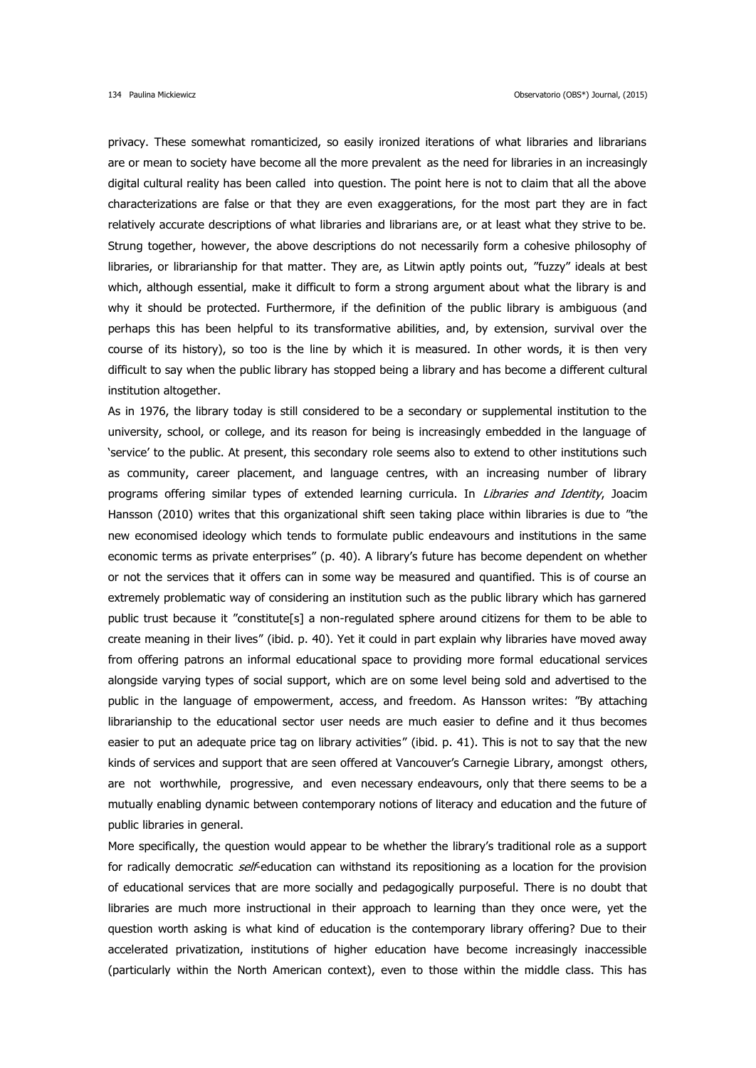privacy. These somewhat romanticized, so easily ironized iterations of what libraries and librarians are or mean to society have become all the more prevalent as the need for libraries in an increasingly digital cultural reality has been called into question. The point here is not to claim that all the above characterizations are false or that they are even exaggerations, for the most part they are in fact relatively accurate descriptions of what libraries and librarians are, or at least what they strive to be. Strung together, however, the above descriptions do not necessarily form a cohesive philosophy of libraries, or librarianship for that matter. They are, as Litwin aptly points out, "fuzzy" ideals at best which, although essential, make it difficult to form a strong argument about what the library is and why it should be protected. Furthermore, if the definition of the public library is ambiguous (and perhaps this has been helpful to its transformative abilities, and, by extension, survival over the course of its history), so too is the line by which it is measured. In other words, it is then very difficult to say when the public library has stopped being a library and has become a different cultural institution altogether.

As in 1976, the library today is still considered to be a secondary or supplemental institution to the university, school, or college, and its reason for being is increasingly embedded in the language of 'service' to the public. At present, this secondary role seems also to extend to other institutions such as community, career placement, and language centres, with an increasing number of library programs offering similar types of extended learning curricula. In *Libraries and Identity*, Joacim Hansson (2010) writes that this organizational shift seen taking place within libraries is due to "the new economised ideology which tends to formulate public endeavours and institutions in the same economic terms as private enterprises" (p. 40). A library's future has become dependent on whether or not the services that it offers can in some way be measured and quantified. This is of course an extremely problematic way of considering an institution such as the public library which has garnered public trust because it "constitute[s] a non-regulated sphere around citizens for them to be able to create meaning in their lives" (ibid. p. 40). Yet it could in part explain why libraries have moved away from offering patrons an informal educational space to providing more formal educational services alongside varying types of social support, which are on some level being sold and advertised to the public in the language of empowerment, access, and freedom. As Hansson writes: "By attaching librarianship to the educational sector user needs are much easier to define and it thus becomes easier to put an adequate price tag on library activities" (ibid. p. 41). This is not to say that the new kinds of services and support that are seen offered at Vancouver's Carnegie Library, amongst others, are not worthwhile, progressive, and even necessary endeavours, only that there seems to be a mutually enabling dynamic between contemporary notions of literacy and education and the future of public libraries in general.

More specifically, the question would appear to be whether the library's traditional role as a support for radically democratic *self*-education can withstand its repositioning as a location for the provision of educational services that are more socially and pedagogically purposeful. There is no doubt that libraries are much more instructional in their approach to learning than they once were, yet the question worth asking is what kind of education is the contemporary library offering? Due to their accelerated privatization, institutions of higher education have become increasingly inaccessible (particularly within the North American context), even to those within the middle class. This has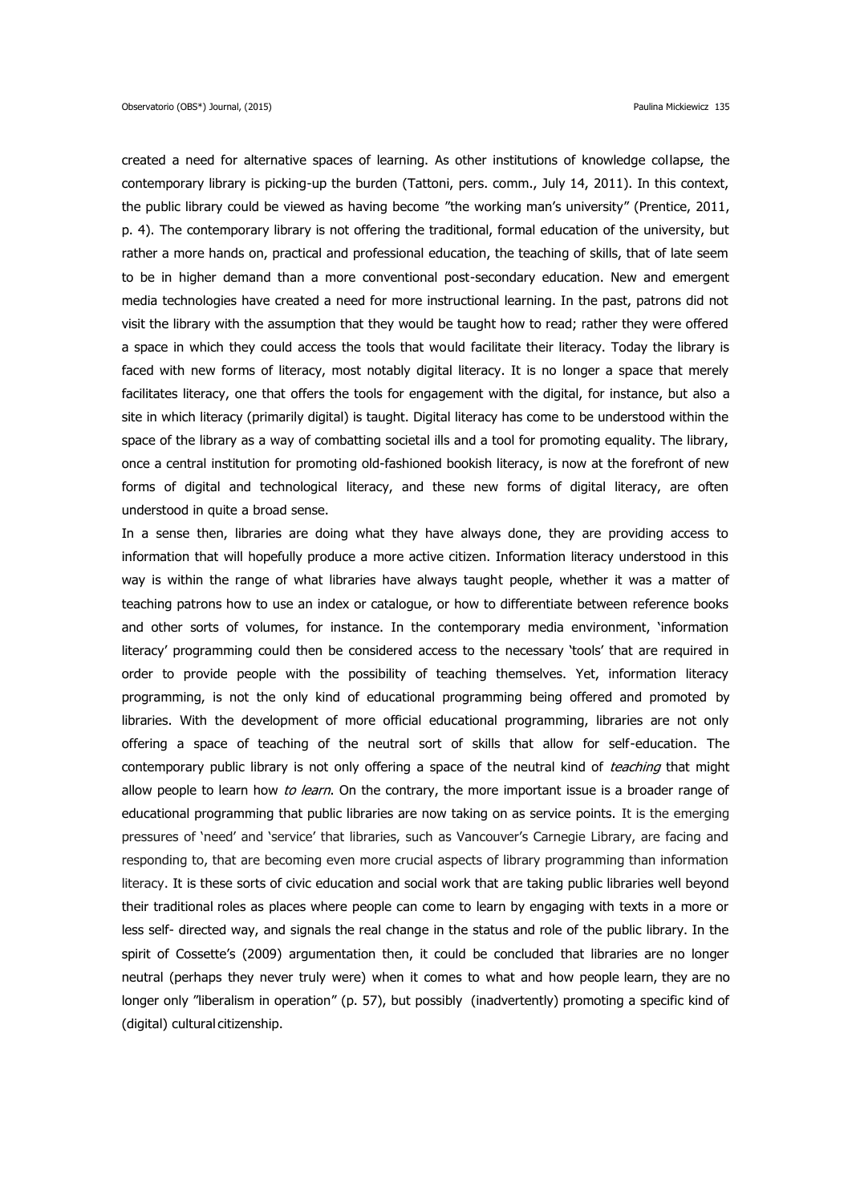created a need for alternative spaces of learning. As other institutions of knowledge collapse, the contemporary library is picking-up the burden (Tattoni, pers. comm., July 14, 2011). In this context, the public library could be viewed as having become "the working man's university" (Prentice, 2011, p. 4). The contemporary library is not offering the traditional, formal education of the university, but rather a more hands on, practical and professional education, the teaching of skills, that of late seem to be in higher demand than a more conventional post-secondary education. New and emergent media technologies have created a need for more instructional learning. In the past, patrons did not visit the library with the assumption that they would be taught how to read; rather they were offered a space in which they could access the tools that would facilitate their literacy. Today the library is faced with new forms of literacy, most notably digital literacy. It is no longer a space that merely facilitates literacy, one that offers the tools for engagement with the digital, for instance, but also a site in which literacy (primarily digital) is taught. Digital literacy has come to be understood within the space of the library as a way of combatting societal ills and a tool for promoting equality. The library, once a central institution for promoting old-fashioned bookish literacy, is now at the forefront of new forms of digital and technological literacy, and these new forms of digital literacy, are often understood in quite a broad sense.

In a sense then, libraries are doing what they have always done, they are providing access to information that will hopefully produce a more active citizen. Information literacy understood in this way is within the range of what libraries have always taught people, whether it was a matter of teaching patrons how to use an index or catalogue, or how to differentiate between reference books and other sorts of volumes, for instance. In the contemporary media environment, 'information literacy' programming could then be considered access to the necessary 'tools' that are required in order to provide people with the possibility of teaching themselves. Yet, information literacy programming, is not the only kind of educational programming being offered and promoted by libraries. With the development of more official educational programming, libraries are not only offering a space of teaching of the neutral sort of skills that allow for self-education. The contemporary public library is not only offering a space of the neutral kind of *teaching* that might allow people to learn how *to learn*. On the contrary, the more important issue is a broader range of educational programming that public libraries are now taking on as service points. It is the emerging pressures of 'need' and 'service' that libraries, such as Vancouver's Carnegie Library, are facing and responding to, that are becoming even more crucial aspects of library programming than information literacy. It is these sorts of civic education and social work that are taking public libraries well beyond their traditional roles as places where people can come to learn by engaging with texts in a more or less self- directed way, and signals the real change in the status and role of the public library. In the spirit of Cossette's (2009) argumentation then, it could be concluded that libraries are no longer neutral (perhaps they never truly were) when it comes to what and how people learn, they are no longer only "liberalism in operation" (p. 57), but possibly (inadvertently) promoting a specific kind of (digital) cultural citizenship.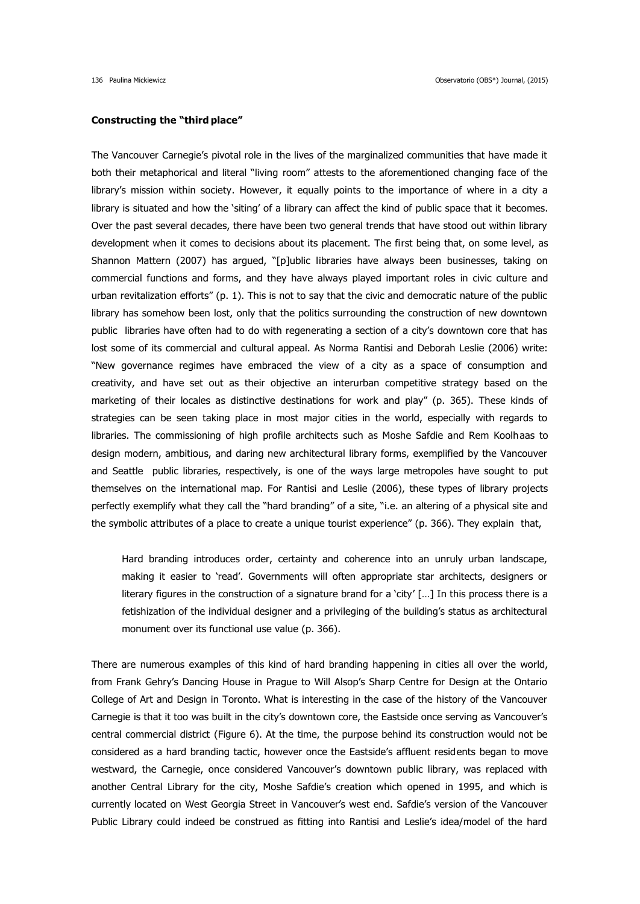**Constructing the "third place"**

The Vancouver Carnegie's pivotal role in the lives of the marginalized communities that have made it both their metaphorical and literal "living room" attests to the aforementioned changing face of the library's mission within society. However, it equally points to the importance of where in a city a library is situated and how the 'siting' of a library can affect the kind of public space that it becomes. Over the past several decades, there have been two general trends that have stood out within library development when it comes to decisions about its placement. The first being that, on some level, as Shannon Mattern (2007) has argued, "[p]ublic libraries have always been businesses, taking on commercial functions and forms, and they have always played important roles in civic culture and urban revitalization efforts" (p. 1). This is not to say that the civic and democratic nature of the public library has somehow been lost, only that the politics surrounding the construction of new downtown public libraries have often had to do with regenerating a section of a city's downtown core that has lost some of its commercial and cultural appeal. As Norma Rantisi and Deborah Leslie (2006) write: "New governance regimes have embraced the view of a city as a space of consumption and creativity, and have set out as their objective an interurban competitive strategy based on the marketing of their locales as distinctive destinations for work and play" (p. 365). These kinds of strategies can be seen taking place in most major cities in the world, especially with regards to libraries. The commissioning of high profile architects such as Moshe Safdie and Rem Koolhaas to design modern, ambitious, and daring new architectural library forms, exemplified by the Vancouver and Seattle public libraries, respectively, is one of the ways large metropoles have sought to put themselves on the international map. For Rantisi and Leslie (2006), these types of library projects perfectly exemplify what they call the "hard branding" of a site, "i.e. an altering of a physical site and the symbolic attributes of a place to create a unique tourist experience" (p. 366). They explain that,

> Hard branding introduces order, certainty and coherence into an unruly urban landscape, making it easier to 'read'. Governments will often appropriate star architects, designers or literary figures in the construction of a signature brand for a 'city' […] In this process there is a fetishization of the individual designer and a privileging of the building's status as architectural monument over its functional use value (p. 366).

There are numerous examples of this kind of hard branding happening in cities all over the world, from Frank Gehry's Dancing House in Prague to Will Alsop's Sharp Centre for Design at the Ontario College of Art and Design in Toronto. What is interesting in the case of the history of the Vancouver Carnegie is that it too was built in the city's downtown core, the Eastside once serving as Vancouver's central commercial district (Figure 6). At the time, the purpose behind its construction would not be considered as a hard branding tactic, however once the Eastside's affluent residents began to move westward, the Carnegie, once considered Vancouver's downtown public library, was replaced with another Central Library for the city, Moshe Safdie's creation which opened in 1995, and which is currently located on West Georgia Street in Vancouver's west end. Safdie's version of the Vancouver Public Library could indeed be construed as fitting into Rantisi and Leslie's idea/model of the hard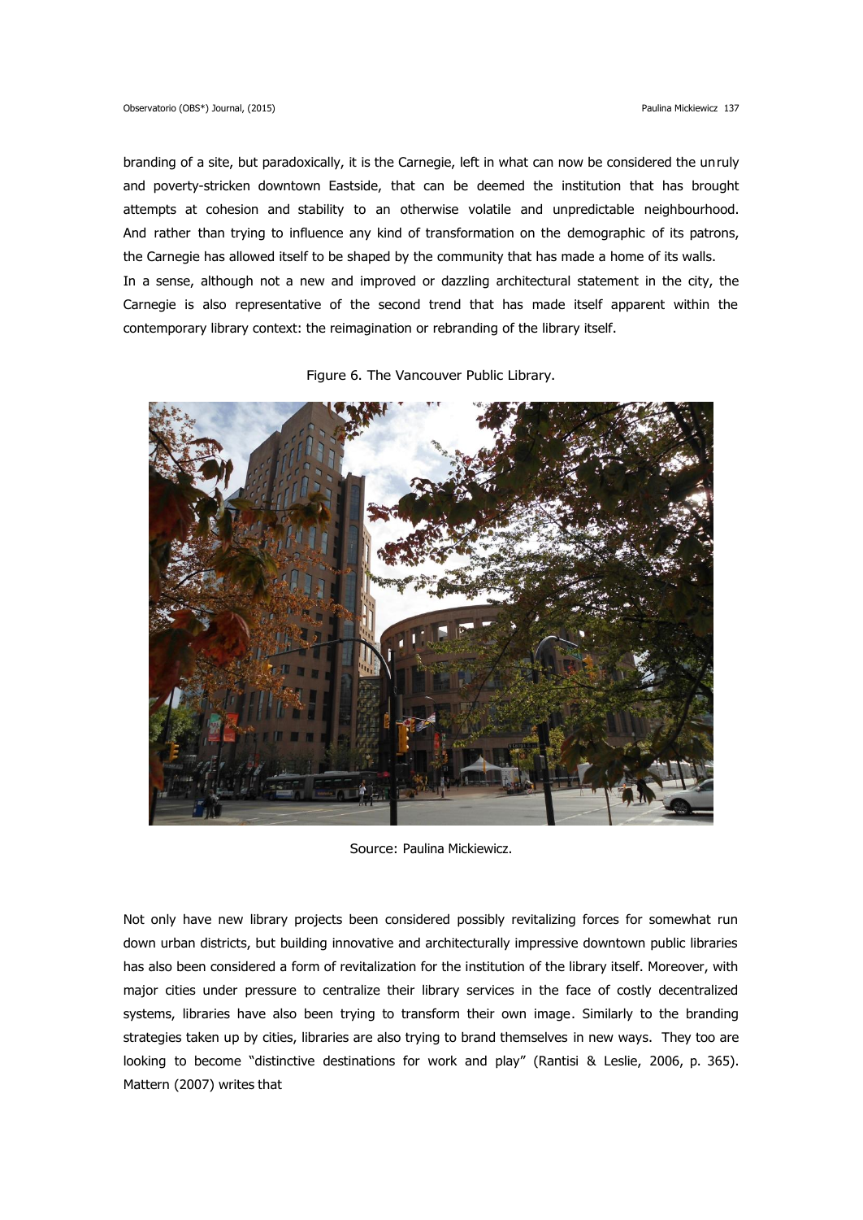branding of a site, but paradoxically, it is the Carnegie, left in what can now be considered the unruly and poverty-stricken downtown Eastside, that can be deemed the institution that has brought attempts at cohesion and stability to an otherwise volatile and unpredictable neighbourhood. And rather than trying to influence any kind of transformation on the demographic of its patrons, the Carnegie has allowed itself to be shaped by the community that has made a home of its walls.

In a sense, although not a new and improved or dazzling architectural statement in the city, the Carnegie is also representative of the second trend that has made itself apparent within the contemporary library context: the reimagination or rebranding of the library itself.

Figure 6. The Vancouver Public Library.

Source: Paulina Mickiewicz.

Not only have new library projects been considered possibly revitalizing forces for somewhat run down urban districts, but building innovative and architecturally impressive downtown public libraries has also been considered a form of revitalization for the institution of the library itself. Moreover, with major cities under pressure to centralize their library services in the face of costly decentralized systems, libraries have also been trying to transform their own image. Similarly to the branding strategies taken up by cities, libraries are also trying to brand themselves in new ways. They too are looking to become "distinctive destinations for work and play" (Rantisi & Leslie, 2006, p. 365). Mattern (2007) writes that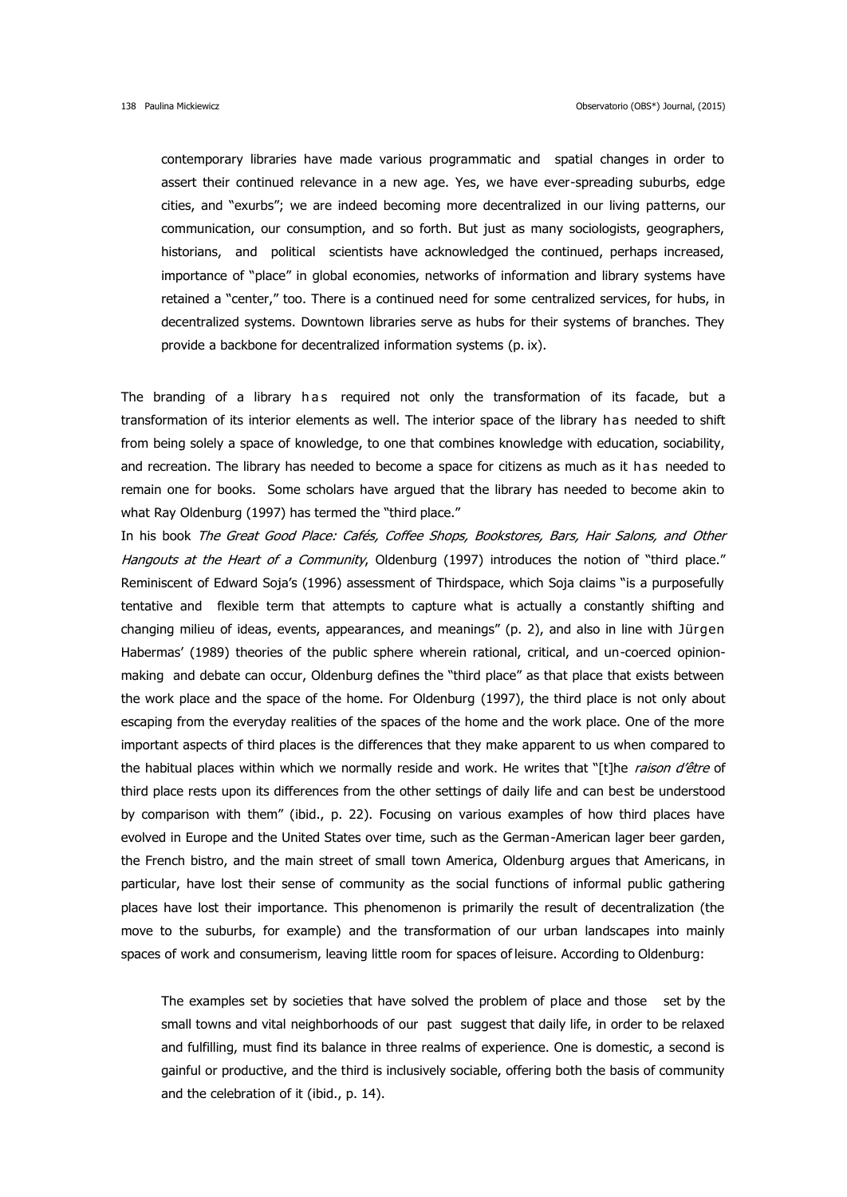> contemporary libraries have made various programmatic and spatial changes in order to assert their continued relevance in a new age. Yes, we have ever-spreading suburbs, edge cities, and "exurbs"; we are indeed becoming more decentralized in our living patterns, our communication, our consumption, and so forth. But just as many sociologists, geographers, historians, and political scientists have acknowledged the continued, perhaps increased, importance of "place" in global economies, networks of information and library systems have retained a "center," too. There is a continued need for some centralized services, for hubs, in decentralized systems. Downtown libraries serve as hubs for their systems of branches. They provide a backbone for decentralized information systems (p. ix).

The branding of a library has required not only the transformation of its facade, but a transformation of its interior elements as well. The interior space of the library has needed to shift from being solely a space of knowledge, to one that combines knowledge with education, sociability, and recreation. The library has needed to become a space for citizens as much as it has needed to remain one for books. Some scholars have argued that the library has needed to become akin to what Ray Oldenburg (1997) has termed the "third place."

In his book *The Great Good Place: Cafés, Coffee Shops, Bookstores, Bars, Hair Salons, and Other Hangouts at the Heart of a Community*, Oldenburg (1997) introduces the notion of "third place." Reminiscent of Edward Soja's (1996) assessment of Thirdspace, which Soja claims "is a purposefully tentative and flexible term that attempts to capture what is actually a constantly shifting and changing milieu of ideas, events, appearances, and meanings" (p. 2), and also in line with Jürgen Habermas' (1989) theories of the public sphere wherein rational, critical, and un-coerced opinion-making and debate can occur, Oldenburg defines the "third place" as that place that exists between the work place and the space of the home. For Oldenburg (1997), the third place is not only about escaping from the everyday realities of the spaces of the home and the work place. One of the more important aspects of third places is the differences that they make apparent to us when compared to the habitual places within which we normally reside and work. He writes that "[t]he *raison d'être* of third place rests upon its differences from the other settings of daily life and can best be understood by comparison with them" (ibid., p. 22). Focusing on various examples of how third places have evolved in Europe and the United States over time, such as the German-American lager beer garden, the French bistro, and the main street of small town America, Oldenburg argues that Americans, in particular, have lost their sense of community as the social functions of informal public gathering places have lost their importance. This phenomenon is primarily the result of decentralization (the move to the suburbs, for example) and the transformation of our urban landscapes into mainly spaces of work and consumerism, leaving little room for spaces of leisure. According to Oldenburg:

> The examples set by societies that have solved the problem of place and those set by the small towns and vital neighborhoods of our past suggest that daily life, in order to be relaxed and fulfilling, must find its balance in three realms of experience. One is domestic, a second is gainful or productive, and the third is inclusively sociable, offering both the basis of community and the celebration of it (ibid., p. 14).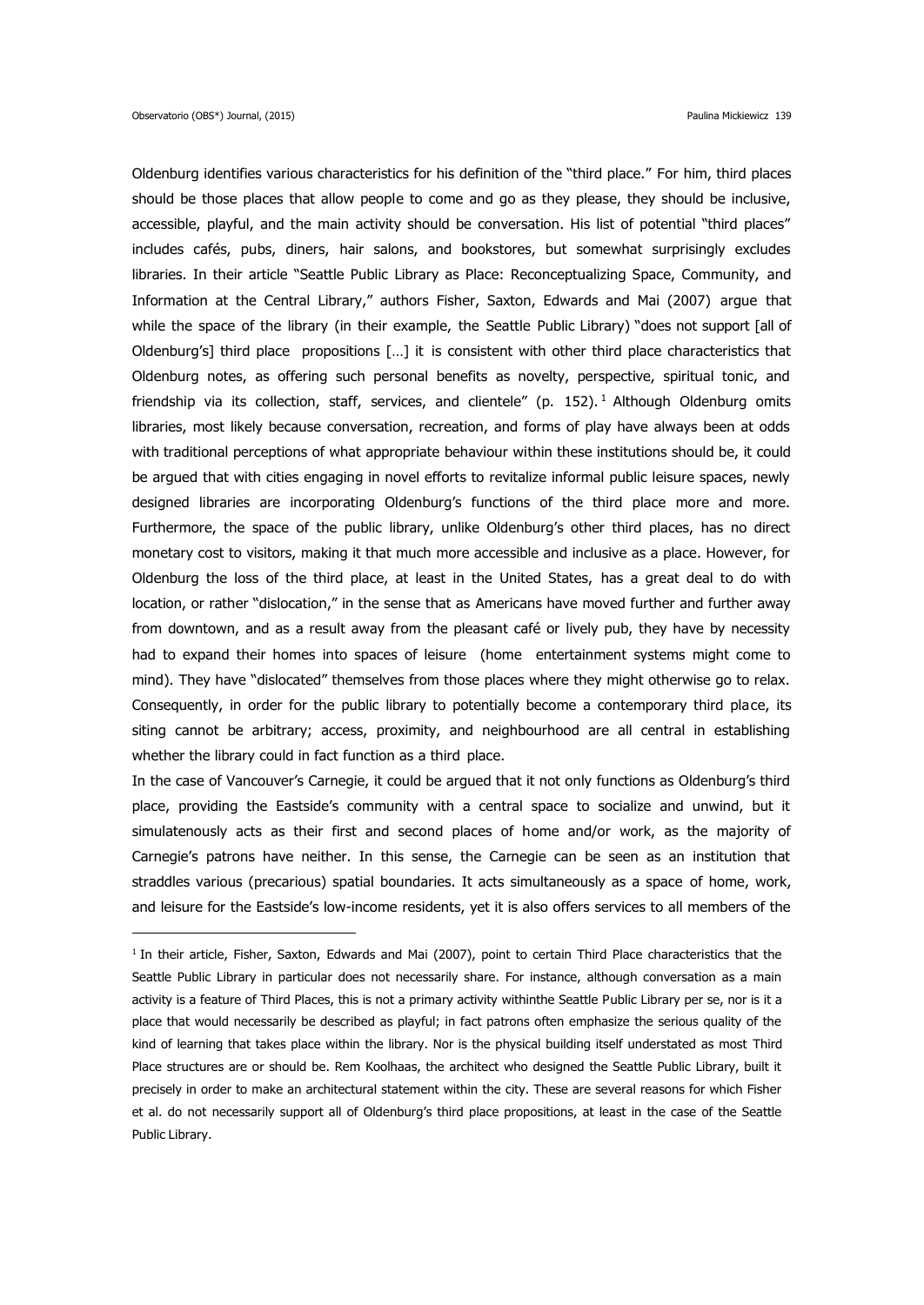Oldenburg identifies various characteristics for his definition of the "third place." For him, third places should be those places that allow people to come and go as they please, they should be inclusive, accessible, playful, and the main activity should be conversation. His list of potential "third places" includes cafés, pubs, diners, hair salons, and bookstores, but somewhat surprisingly excludes libraries. In their article "Seattle Public Library as Place: Reconceptualizing Space, Community, and Information at the Central Library," authors Fisher, Saxton, Edwards and Mai (2007) argue that while the space of the library (in their example, the Seattle Public Library) "does not support [all of Oldenburg's] third place propositions […] it is consistent with other third place characteristics that Oldenburg notes, as offering such personal benefits as novelty, perspective, spiritual tonic, and friendship via its collection, staff, services, and clientele" (p. 152).[1] Although Oldenburg omits libraries, most likely because conversation, recreation, and forms of play have always been at odds with traditional perceptions of what appropriate behaviour within these institutions should be, it could be argued that with cities engaging in novel efforts to revitalize informal public leisure spaces, newly designed libraries are incorporating Oldenburg's functions of the third place more and more. Furthermore, the space of the public library, unlike Oldenburg's other third places, has no direct monetary cost to visitors, making it that much more accessible and inclusive as a place. However, for Oldenburg the loss of the third place, at least in the United States, has a great deal to do with location, or rather "dislocation," in the sense that as Americans have moved further and further away from downtown, and as a result away from the pleasant café or lively pub, they have by necessity had to expand their homes into spaces of leisure (home entertainment systems might come to mind). They have "dislocated" themselves from those places where they might otherwise go to relax. Consequently, in order for the public library to potentially become a contemporary third place, its siting cannot be arbitrary; access, proximity, and neighbourhood are all central in establishing whether the library could in fact function as a third place.

In the case of Vancouver's Carnegie, it could be argued that it not only functions as Oldenburg's third place, providing the Eastside's community with a central space to socialize and unwind, but it simulatenously acts as their first and second places of home and/or work, as the majority of Carnegie's patrons have neither. In this sense, the Carnegie can be seen as an institution that straddles various (precarious) spatial boundaries. It acts simultaneously as a space of home, work, and leisure for the Eastside's low-income residents, yet it is also offers services to all members of the

[1] In their article, Fisher, Saxton, Edwards and Mai (2007), point to certain Third Place characteristics that the Seattle Public Library in particular does not necessarily share. For instance, although conversation as a main activity is a feature of Third Places, this is not a primary activity withinthe Seattle Public Library per se, nor is it a place that would necessarily be described as playful; in fact patrons often emphasize the serious quality of the kind of learning that takes place within the library. Nor is the physical building itself understated as most Third Place structures are or should be. Rem Koolhaas, the architect who designed the Seattle Public Library, built it precisely in order to make an architectural statement within the city. These are several reasons for which Fisher et al. do not necessarily support all of Oldenburg's third place propositions, at least in the case of the Seattle Public Library.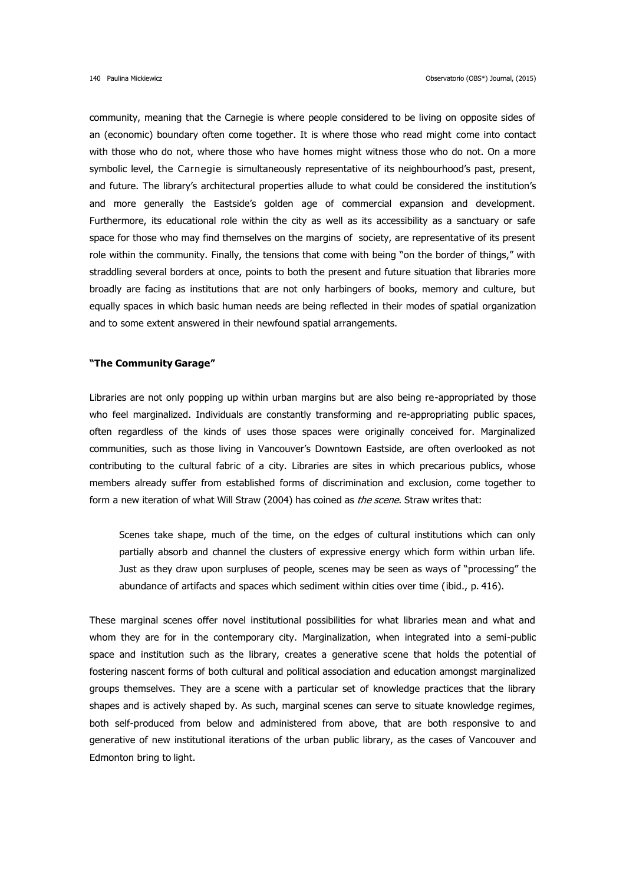community, meaning that the Carnegie is where people considered to be living on opposite sides of an (economic) boundary often come together. It is where those who read might come into contact with those who do not, where those who have homes might witness those who do not. On a more symbolic level, the Carnegie is simultaneously representative of its neighbourhood's past, present, and future. The library's architectural properties allude to what could be considered the institution's and more generally the Eastside's golden age of commercial expansion and development. Furthermore, its educational role within the city as well as its accessibility as a sanctuary or safe space for those who may find themselves on the margins of society, are representative of its present role within the community. Finally, the tensions that come with being "on the border of things," with straddling several borders at once, points to both the present and future situation that libraries more broadly are facing as institutions that are not only harbingers of books, memory and culture, but equally spaces in which basic human needs are being reflected in their modes of spatial organization and to some extent answered in their newfound spatial arrangements.

### "The Community Garage"

Libraries are not only popping up within urban margins but are also being re-appropriated by those who feel marginalized. Individuals are constantly transforming and re-appropriating public spaces, often regardless of the kinds of uses those spaces were originally conceived for. Marginalized communities, such as those living in Vancouver's Downtown Eastside, are often overlooked as not contributing to the cultural fabric of a city. Libraries are sites in which precarious publics, whose members already suffer from established forms of discrimination and exclusion, come together to form a new iteration of what Will Straw (2004) has coined as *the scene*. Straw writes that:

> Scenes take shape, much of the time, on the edges of cultural institutions which can only partially absorb and channel the clusters of expressive energy which form within urban life. Just as they draw upon surpluses of people, scenes may be seen as ways of "processing" the abundance of artifacts and spaces which sediment within cities over time (ibid., p. 416).

These marginal scenes offer novel institutional possibilities for what libraries mean and what and whom they are for in the contemporary city. Marginalization, when integrated into a semi-public space and institution such as the library, creates a generative scene that holds the potential of fostering nascent forms of both cultural and political association and education amongst marginalized groups themselves. They are a scene with a particular set of knowledge practices that the library shapes and is actively shaped by. As such, marginal scenes can serve to situate knowledge regimes, both self-produced from below and administered from above, that are both responsive to and generative of new institutional iterations of the urban public library, as the cases of Vancouver and Edmonton bring to light.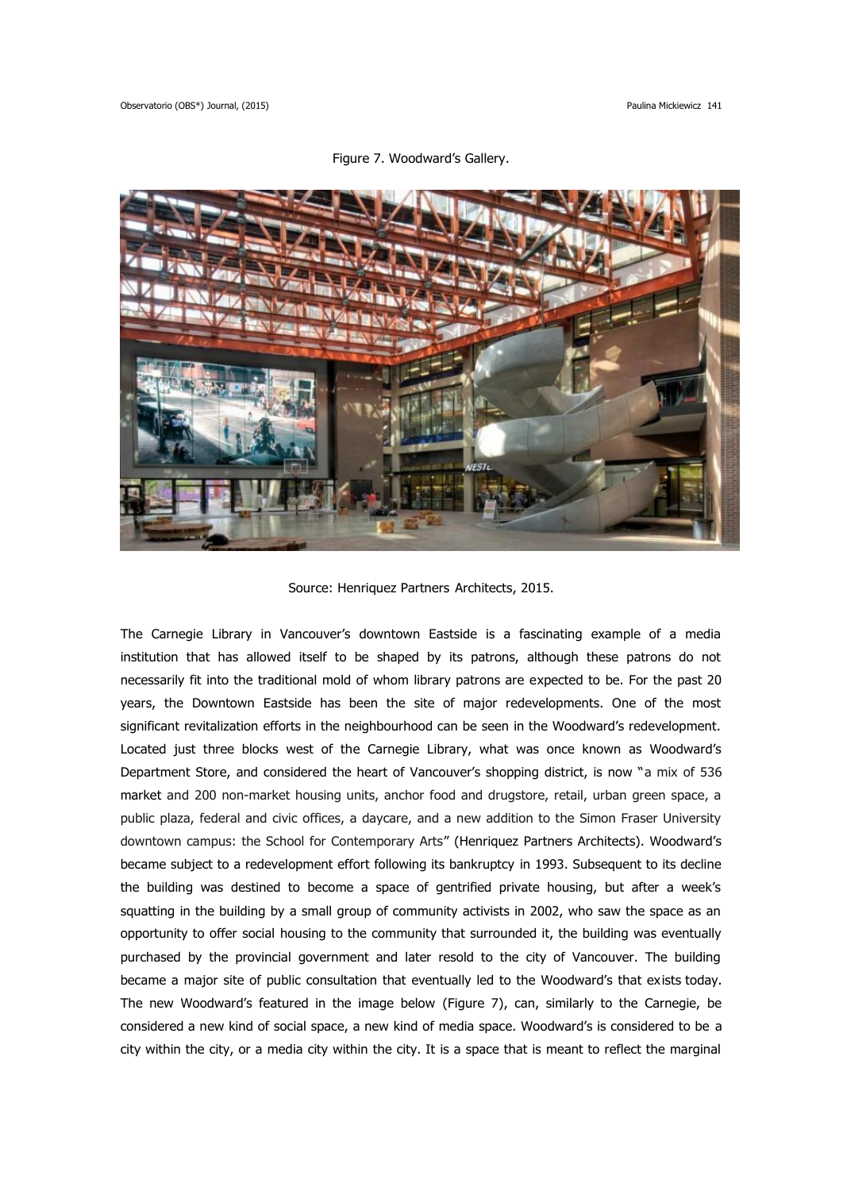Figure 7. Woodward's Gallery.

Source: Henriquez Partners Architects, 2015.

The Carnegie Library in Vancouver's downtown Eastside is a fascinating example of a media institution that has allowed itself to be shaped by its patrons, although these patrons do not necessarily fit into the traditional mold of whom library patrons are expected to be. For the past 20 years, the Downtown Eastside has been the site of major redevelopments. One of the most significant revitalization efforts in the neighbourhood can be seen in the Woodward's redevelopment. Located just three blocks west of the Carnegie Library, what was once known as Woodward's Department Store, and considered the heart of Vancouver's shopping district, is now "a mix of 536 market and 200 non-market housing units, anchor food and drugstore, retail, urban green space, a public plaza, federal and civic offices, a daycare, and a new addition to the Simon Fraser University downtown campus: the School for Contemporary Arts" (Henriquez Partners Architects). Woodward's became subject to a redevelopment effort following its bankruptcy in 1993. Subsequent to its decline the building was destined to become a space of gentrified private housing, but after a week's squatting in the building by a small group of community activists in 2002, who saw the space as an opportunity to offer social housing to the community that surrounded it, the building was eventually purchased by the provincial government and later resold to the city of Vancouver. The building became a major site of public consultation that eventually led to the Woodward's that exists today. The new Woodward's featured in the image below (Figure 7), can, similarly to the Carnegie, be considered a new kind of social space, a new kind of media space. Woodward's is considered to be a city within the city, or a media city within the city. It is a space that is meant to reflect the marginal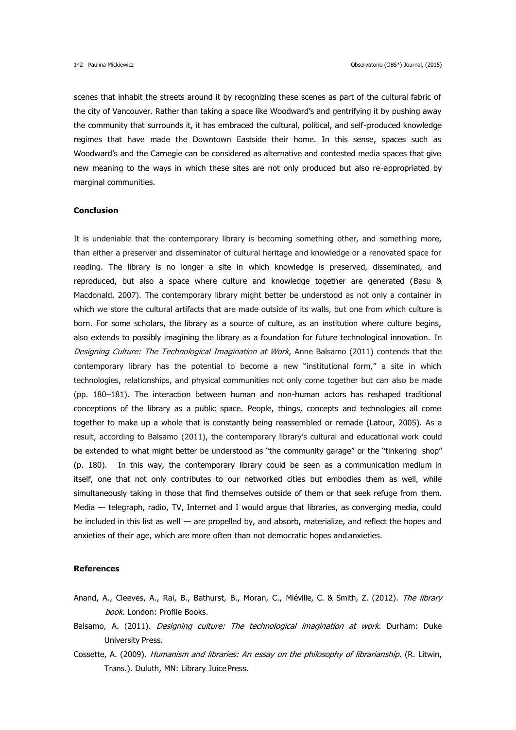scenes that inhabit the streets around it by recognizing these scenes as part of the cultural fabric of the city of Vancouver. Rather than taking a space like Woodward's and gentrifying it by pushing away the community that surrounds it, it has embraced the cultural, political, and self-produced knowledge regimes that have made the Downtown Eastside their home. In this sense, spaces such as Woodward's and the Carnegie can be considered as alternative and contested media spaces that give new meaning to the ways in which these sites are not only produced but also re-appropriated by marginal communities.

**Conclusion**

It is undeniable that the contemporary library is becoming something other, and something more, than either a preserver and disseminator of cultural heritage and knowledge or a renovated space for reading. The library is no longer a site in which knowledge is preserved, disseminated, and reproduced, but also a space where culture and knowledge together are generated (Basu & Macdonald, 2007). The contemporary library might better be understood as not only a container in which we store the cultural artifacts that are made outside of its walls, but one from which culture is born. For some scholars, the library as a source of culture, as an institution where culture begins, also extends to possibly imagining the library as a foundation for future technological innovation. In *Designing Culture: The Technological Imagination at Work*, Anne Balsamo (2011) contends that the contemporary library has the potential to become a new "institutional form," a site in which technologies, relationships, and physical communities not only come together but can also be made (pp. 180–181). The interaction between human and non-human actors has reshaped traditional conceptions of the library as a public space. People, things, concepts and technologies all come together to make up a whole that is constantly being reassembled or remade (Latour, 2005). As a result, according to Balsamo (2011), the contemporary library's cultural and educational work could be extended to what might better be understood as "the community garage" or the "tinkering shop" (p. 180). In this way, the contemporary library could be seen as a communication medium in itself, one that not only contributes to our networked cities but embodies them as well, while simultaneously taking in those that find themselves outside of them or that seek refuge from them. Media — telegraph, radio, TV, Internet and I would argue that libraries, as converging media, could be included in this list as well — are propelled by, and absorb, materialize, and reflect the hopes and anxieties of their age, which are more often than not democratic hopes and anxieties.

**References**

Anand, A., Cleeves, A., Rai, B., Bathurst, B., Moran, C., Miéville, C. & Smith, Z. (2012). *The library book*. London: Profile Books.

Balsamo, A. (2011). *Designing culture: The technological imagination at work*. Durham: Duke University Press.

Cossette, A. (2009). *Humanism and libraries: An essay on the philosophy of librarianship*. (R. Litwin, Trans.). Duluth, MN: Library Juice Press.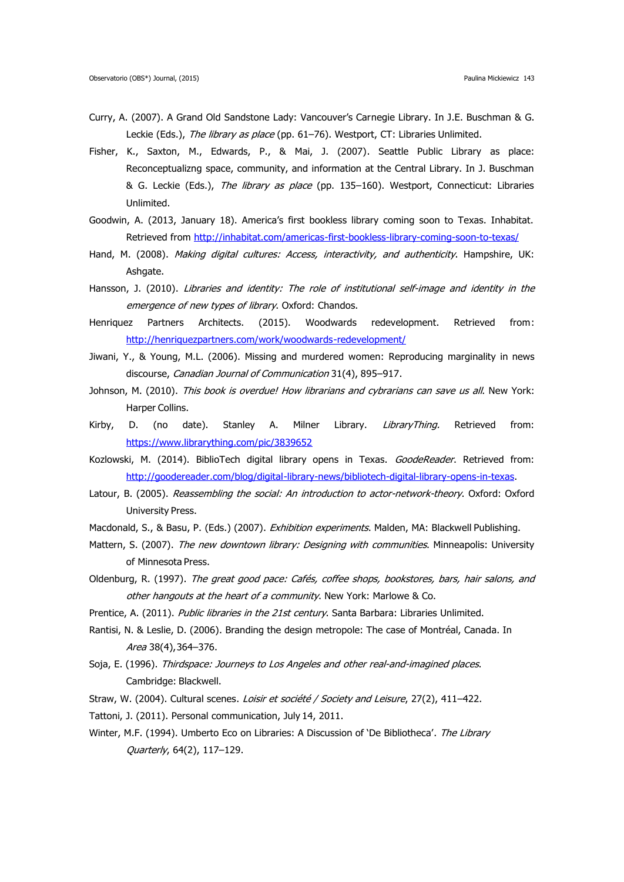Curry, A. (2007). A Grand Old Sandstone Lady: Vancouver's Carnegie Library. In J.E. Buschman & G. Leckie (Eds.), *The library as place* (pp. 61–76). Westport, CT: Libraries Unlimited.

Fisher, K., Saxton, M., Edwards, P., & Mai, J. (2007). Seattle Public Library as place: Reconceptualizng space, community, and information at the Central Library. In J. Buschman & G. Leckie (Eds.), *The library as place* (pp. 135–160). Westport, Connecticut: Libraries Unlimited.

Goodwin, A. (2013, January 18). America's first bookless library coming soon to Texas. Inhabitat. Retrieved from http://inhabitat.com/americas-first-bookless-library-coming-soon-to-texas/

Hand, M. (2008). *Making digital cultures: Access, interactivity, and authenticity*. Hampshire, UK: Ashgate.

Hansson, J. (2010). *Libraries and identity: The role of institutional self-image and identity in the emergence of new types of library*. Oxford: Chandos.

Henriquez Partners Architects. (2015). Woodwards redevelopment. Retrieved from: http://henriquezpartners.com/work/woodwards-redevelopment/

Jiwani, Y., & Young, M.L. (2006). Missing and murdered women: Reproducing marginality in news discourse, *Canadian Journal of Communication* 31(4), 895–917.

Johnson, M. (2010). *This book is overdue! How librarians and cybrarians can save us all*. New York: Harper Collins.

Kirby, D. (no date). Stanley A. Milner Library. *LibraryThing.* Retrieved from: https://www.librarything.com/pic/3839652

Kozlowski, M. (2014). BiblioTech digital library opens in Texas. *GoodeReader*. Retrieved from: http://goodereader.com/blog/digital-library-news/bibliotech-digital-library-opens-in-texas.

Latour, B. (2005). *Reassembling the social: An introduction to actor-network-theory*. Oxford: Oxford University Press.

Macdonald, S., & Basu, P. (Eds.) (2007). *Exhibition experiments*. Malden, MA: Blackwell Publishing.

Mattern, S. (2007). *The new downtown library: Designing with communities*. Minneapolis: University of Minnesota Press.

Oldenburg, R. (1997). *The great good pace: Cafés, coffee shops, bookstores, bars, hair salons, and other hangouts at the heart of a community*. New York: Marlowe & Co.

Prentice, A. (2011). *Public libraries in the 21st century*. Santa Barbara: Libraries Unlimited.

Rantisi, N. & Leslie, D. (2006). Branding the design metropole: The case of Montréal, Canada. In *Area* 38(4), 364–376.

Soja, E. (1996). *Thirdspace: Journeys to Los Angeles and other real-and-imagined places*. Cambridge: Blackwell.

Straw, W. (2004). Cultural scenes. *Loisir et société / Society and Leisure*, 27(2), 411–422.

Tattoni, J. (2011). Personal communication, July 14, 2011.

Winter, M.F. (1994). Umberto Eco on Libraries: A Discussion of 'De Bibliotheca'. *The Library Quarterly*, 64(2), 117–129.